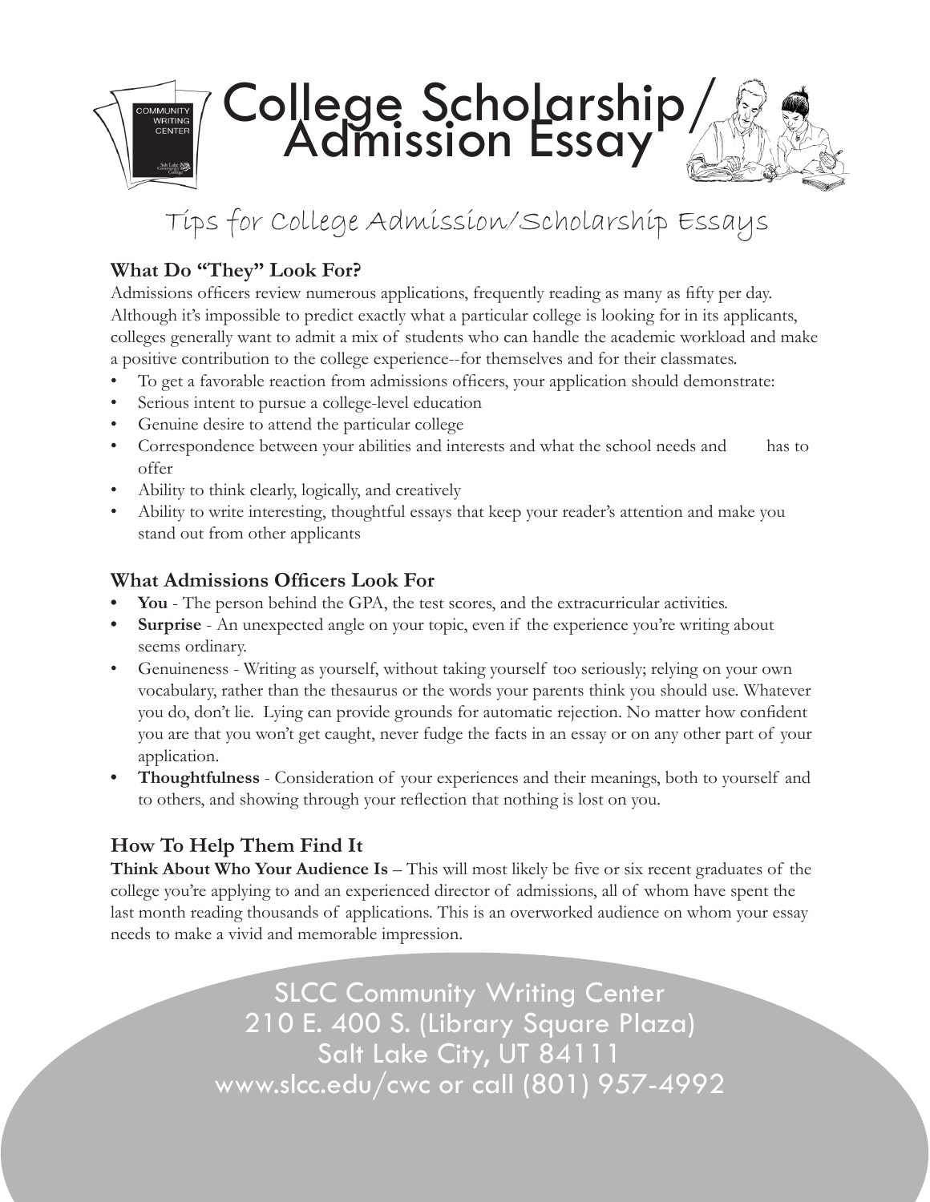# College Scholarship/ Admission Essay

## Tips for College Admission/Scholarship Essays

### What Do "They" Look For?

Admissions officers review numerous applications, frequently reading as many as fifty per day. Although it's impossible to predict exactly what a particular college is looking for in its applicants, colleges generally want to admit a mix of students who can handle the academic workload and make a positive contribution to the college experience--for themselves and for their classmates.

- To get a favorable reaction from admissions officers, your application should demonstrate:
- Serious intent to pursue a college-level education
- Genuine desire to attend the particular college
- Correspondence between your abilities and interests and what the school needs and has to offer
- Ability to think clearly, logically, and creatively
- Ability to write interesting, thoughtful essays that keep your reader's attention and make you stand out from other applicants

### What Admissions Officers Look For

- **You** - The person behind the GPA, the test scores, and the extracurricular activities.
- **Surprise** - An unexpected angle on your topic, even if the experience you're writing about seems ordinary.
- Genuineness - Writing as yourself, without taking yourself too seriously; relying on your own vocabulary, rather than the thesaurus or the words your parents think you should use. Whatever you do, don't lie. Lying can provide grounds for automatic rejection. No matter how confident you are that you won't get caught, never fudge the facts in an essay or on any other part of your application.
- **Thoughtfulness** - Consideration of your experiences and their meanings, both to yourself and to others, and showing through your reflection that nothing is lost on you.

### How To Help Them Find It

**Think About Who Your Audience Is** – This will most likely be five or six recent graduates of the college you're applying to and an experienced director of admissions, all of whom have spent the last month reading thousands of applications. This is an overworked audience on whom your essay needs to make a vivid and memorable impression.

SLCC Community Writing Center
210 E. 400 S. (Library Square Plaza)
Salt Lake City, UT 84111
www.slcc.edu/cwc or call (801) 957-4992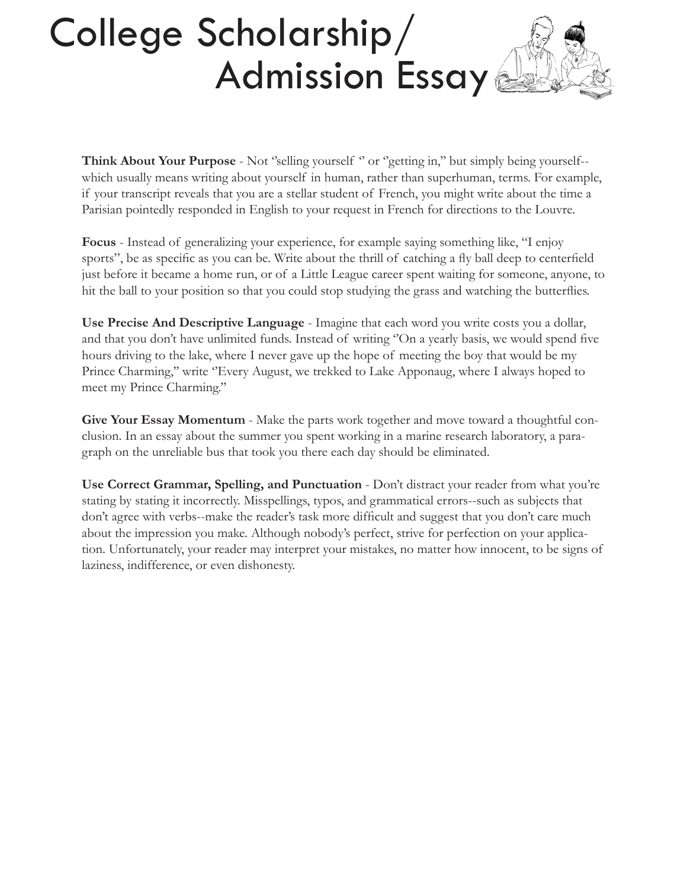# College Scholarship/ Admission Essay

**Think About Your Purpose** - Not ''selling yourself '' or ''getting in,'' but simply being yourself--which usually means writing about yourself in human, rather than superhuman, terms. For example, if your transcript reveals that you are a stellar student of French, you might write about the time a Parisian pointedly responded in English to your request in French for directions to the Louvre.

**Focus** - Instead of generalizing your experience, for example saying something like, "I enjoy sports", be as specific as you can be. Write about the thrill of catching a fly ball deep to centerfield just before it became a home run, or of a Little League career spent waiting for someone, anyone, to hit the ball to your position so that you could stop studying the grass and watching the butterflies.

**Use Precise And Descriptive Language** - Imagine that each word you write costs you a dollar, and that you don't have unlimited funds. Instead of writing ''On a yearly basis, we would spend five hours driving to the lake, where I never gave up the hope of meeting the boy that would be my Prince Charming,'' write ''Every August, we trekked to Lake Apponaug, where I always hoped to meet my Prince Charming.''

**Give Your Essay Momentum** - Make the parts work together and move toward a thoughtful conclusion. In an essay about the summer you spent working in a marine research laboratory, a paragraph on the unreliable bus that took you there each day should be eliminated.

**Use Correct Grammar, Spelling, and Punctuation** - Don't distract your reader from what you're stating by stating it incorrectly. Misspellings, typos, and grammatical errors--such as subjects that don't agree with verbs--make the reader's task more difficult and suggest that you don't care much about the impression you make. Although nobody's perfect, strive for perfection on your application. Unfortunately, your reader may interpret your mistakes, no matter how innocent, to be signs of laziness, indifference, or even dishonesty.